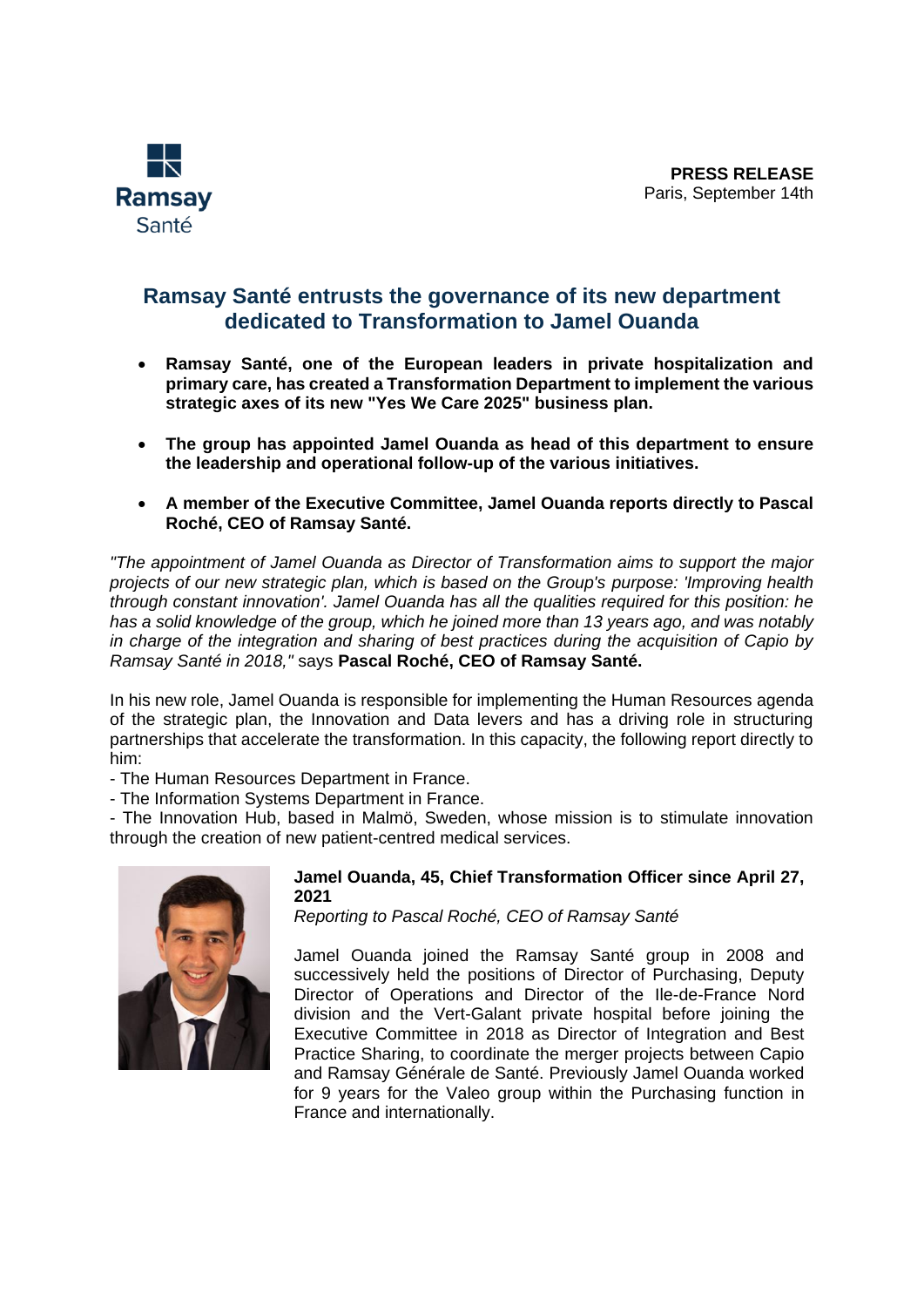Ramsay Santé

**PRESS RELEASE**
Paris, September 14th

# Ramsay Santé entrusts the governance of its new department dedicated to Transformation to Jamel Ouanda

- **Ramsay Santé, one of the European leaders in private hospitalization and primary care, has created a Transformation Department to implement the various strategic axes of its new "Yes We Care 2025" business plan.**
- **The group has appointed Jamel Ouanda as head of this department to ensure the leadership and operational follow-up of the various initiatives.**
- **A member of the Executive Committee, Jamel Ouanda reports directly to Pascal Roché, CEO of Ramsay Santé.**

*"The appointment of Jamel Ouanda as Director of Transformation aims to support the major projects of our new strategic plan, which is based on the Group's purpose: 'Improving health through constant innovation'. Jamel Ouanda has all the qualities required for this position: he has a solid knowledge of the group, which he joined more than 13 years ago, and was notably in charge of the integration and sharing of best practices during the acquisition of Capio by Ramsay Santé in 2018,"* says **Pascal Roché, CEO of Ramsay Santé.**

In his new role, Jamel Ouanda is responsible for implementing the Human Resources agenda of the strategic plan, the Innovation and Data levers and has a driving role in structuring partnerships that accelerate the transformation. In this capacity, the following report directly to him:

- The Human Resources Department in France.
- The Information Systems Department in France.
- The Innovation Hub, based in Malmö, Sweden, whose mission is to stimulate innovation through the creation of new patient-centred medical services.

**Jamel Ouanda, 45, Chief Transformation Officer since April 27, 2021**
*Reporting to Pascal Roché, CEO of Ramsay Santé*

Jamel Ouanda joined the Ramsay Santé group in 2008 and successively held the positions of Director of Purchasing, Deputy Director of Operations and Director of the Ile-de-France Nord division and the Vert-Galant private hospital before joining the Executive Committee in 2018 as Director of Integration and Best Practice Sharing, to coordinate the merger projects between Capio and Ramsay Générale de Santé. Previously Jamel Ouanda worked for 9 years for the Valeo group within the Purchasing function in France and internationally.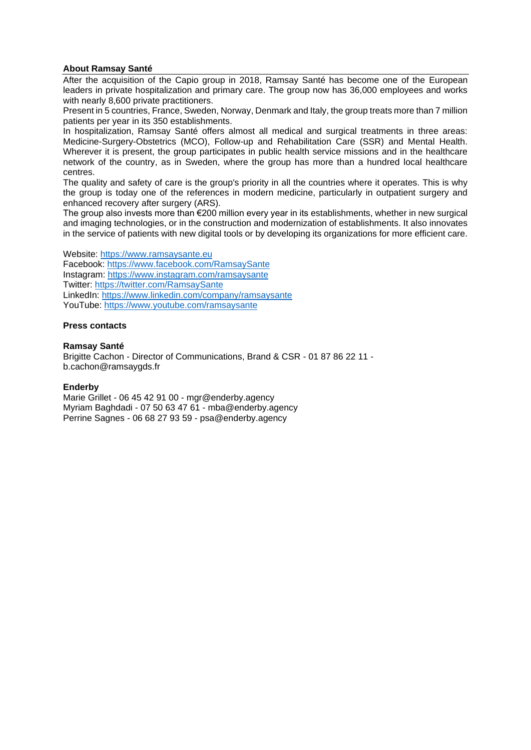**About Ramsay Santé**

After the acquisition of the Capio group in 2018, Ramsay Santé has become one of the European leaders in private hospitalization and primary care. The group now has 36,000 employees and works with nearly 8,600 private practitioners.

Present in 5 countries, France, Sweden, Norway, Denmark and Italy, the group treats more than 7 million patients per year in its 350 establishments.

In hospitalization, Ramsay Santé offers almost all medical and surgical treatments in three areas: Medicine-Surgery-Obstetrics (MCO), Follow-up and Rehabilitation Care (SSR) and Mental Health. Wherever it is present, the group participates in public health service missions and in the healthcare network of the country, as in Sweden, where the group has more than a hundred local healthcare centres.

The quality and safety of care is the group's priority in all the countries where it operates. This is why the group is today one of the references in modern medicine, particularly in outpatient surgery and enhanced recovery after surgery (ARS).

The group also invests more than €200 million every year in its establishments, whether in new surgical and imaging technologies, or in the construction and modernization of establishments. It also innovates in the service of patients with new digital tools or by developing its organizations for more efficient care.

Website: https://www.ramsaysante.eu
Facebook: https://www.facebook.com/RamsaySante
Instagram: https://www.instagram.com/ramsaysante
Twitter: https://twitter.com/RamsaySante
LinkedIn: https://www.linkedin.com/company/ramsaysante
YouTube: https://www.youtube.com/ramsaysante

**Press contacts**

**Ramsay Santé**
Brigitte Cachon - Director of Communications, Brand & CSR - 01 87 86 22 11 - b.cachon@ramsaygds.fr

**Enderby**
Marie Grillet - 06 45 42 91 00 - mgr@enderby.agency
Myriam Baghdadi - 07 50 63 47 61 - mba@enderby.agency
Perrine Sagnes - 06 68 27 93 59 - psa@enderby.agency